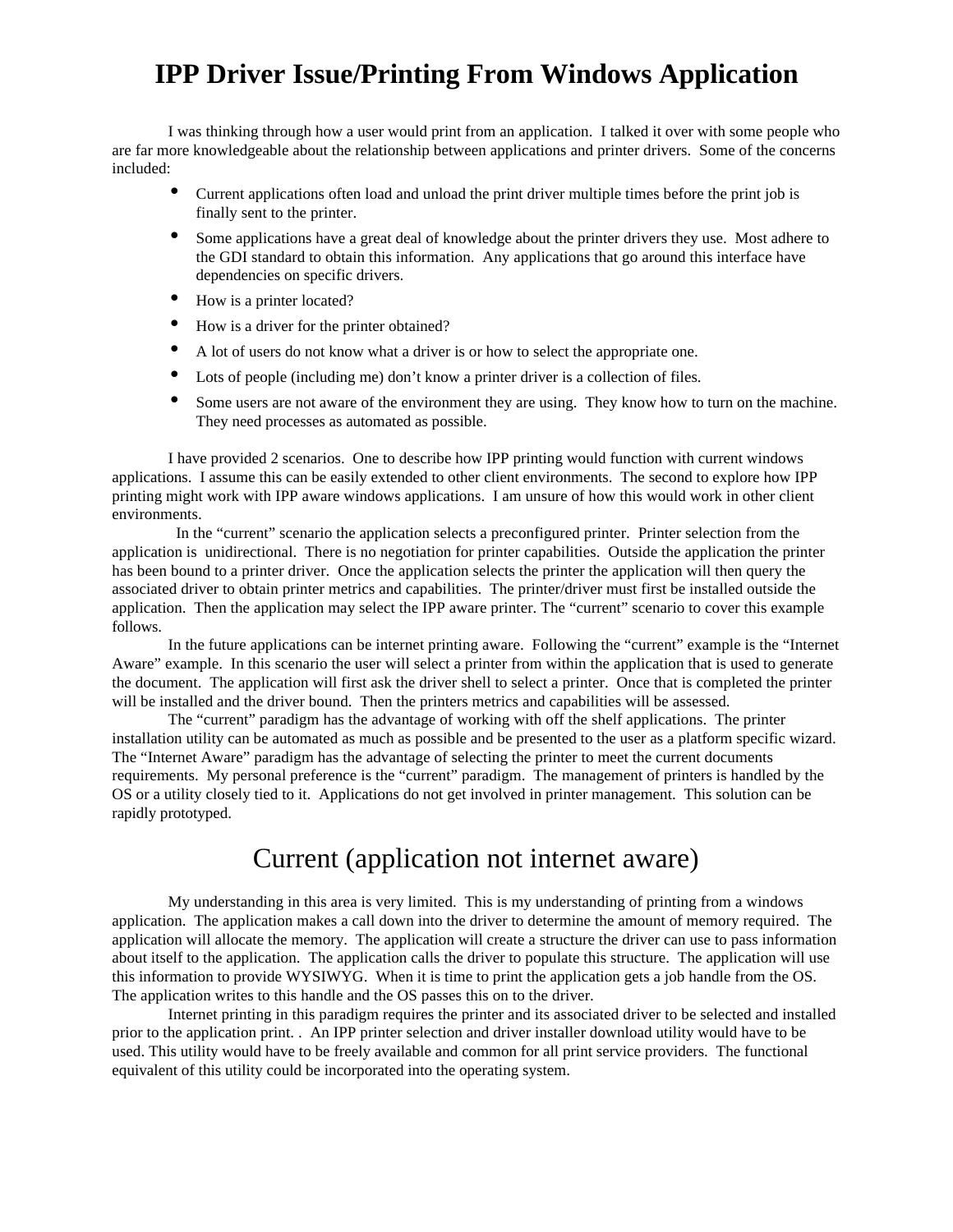# IPP Driver Issue/Printing From Windows Application

I was thinking through how a user would print from an application. I talked it over with some people who are far more knowledgeable about the relationship between applications and printer drivers. Some of the concerns included:

- Current applications often load and unload the print driver multiple times before the print job is finally sent to the printer.
- Some applications have a great deal of knowledge about the printer drivers they use. Most adhere to the GDI standard to obtain this information. Any applications that go around this interface have dependencies on specific drivers.
- How is a printer located?
- How is a driver for the printer obtained?
- A lot of users do not know what a driver is or how to select the appropriate one.
- Lots of people (including me) don't know a printer driver is a collection of files.
- Some users are not aware of the environment they are using. They know how to turn on the machine. They need processes as automated as possible.

I have provided 2 scenarios. One to describe how IPP printing would function with current windows applications. I assume this can be easily extended to other client environments. The second to explore how IPP printing might work with IPP aware windows applications. I am unsure of how this would work in other client environments.

In the "current" scenario the application selects a preconfigured printer. Printer selection from the application is unidirectional. There is no negotiation for printer capabilities. Outside the application the printer has been bound to a printer driver. Once the application selects the printer the application will then query the associated driver to obtain printer metrics and capabilities. The printer/driver must first be installed outside the application. Then the application may select the IPP aware printer. The "current" scenario to cover this example follows.

In the future applications can be internet printing aware. Following the "current" example is the "Internet Aware" example. In this scenario the user will select a printer from within the application that is used to generate the document. The application will first ask the driver shell to select a printer. Once that is completed the printer will be installed and the driver bound. Then the printers metrics and capabilities will be assessed.

The "current" paradigm has the advantage of working with off the shelf applications. The printer installation utility can be automated as much as possible and be presented to the user as a platform specific wizard. The "Internet Aware" paradigm has the advantage of selecting the printer to meet the current documents requirements. My personal preference is the "current" paradigm. The management of printers is handled by the OS or a utility closely tied to it. Applications do not get involved in printer management. This solution can be rapidly prototyped.

## Current (application not internet aware)

My understanding in this area is very limited. This is my understanding of printing from a windows application. The application makes a call down into the driver to determine the amount of memory required. The application will allocate the memory. The application will create a structure the driver can use to pass information about itself to the application. The application calls the driver to populate this structure. The application will use this information to provide WYSIWYG. When it is time to print the application gets a job handle from the OS. The application writes to this handle and the OS passes this on to the driver.

Internet printing in this paradigm requires the printer and its associated driver to be selected and installed prior to the application print. . An IPP printer selection and driver installer download utility would have to be used. This utility would have to be freely available and common for all print service providers. The functional equivalent of this utility could be incorporated into the operating system.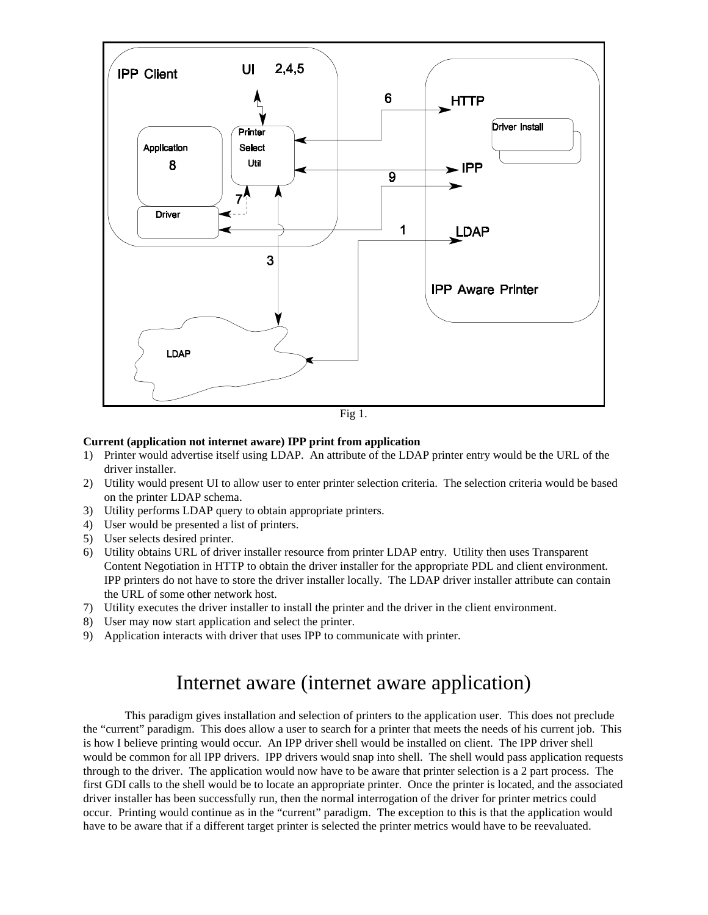Fig 1.

**Current (application not internet aware) IPP print from application**

1) Printer would advertise itself using LDAP. An attribute of the LDAP printer entry would be the URL of the driver installer.
2) Utility would present UI to allow user to enter printer selection criteria. The selection criteria would be based on the printer LDAP schema.
3) Utility performs LDAP query to obtain appropriate printers.
4) User would be presented a list of printers.
5) User selects desired printer.
6) Utility obtains URL of driver installer resource from printer LDAP entry. Utility then uses Transparent Content Negotiation in HTTP to obtain the driver installer for the appropriate PDL and client environment. IPP printers do not have to store the driver installer locally. The LDAP driver installer attribute can contain the URL of some other network host.
7) Utility executes the driver installer to install the printer and the driver in the client environment.
8) User may now start application and select the printer.
9) Application interacts with driver that uses IPP to communicate with printer.

# Internet aware (internet aware application)

This paradigm gives installation and selection of printers to the application user. This does not preclude the "current" paradigm. This does allow a user to search for a printer that meets the needs of his current job. This is how I believe printing would occur. An IPP driver shell would be installed on client. The IPP driver shell would be common for all IPP drivers. IPP drivers would snap into shell. The shell would pass application requests through to the driver. The application would now have to be aware that printer selection is a 2 part process. The first GDI calls to the shell would be to locate an appropriate printer. Once the printer is located, and the associated driver installer has been successfully run, then the normal interrogation of the driver for printer metrics could occur. Printing would continue as in the "current" paradigm. The exception to this is that the application would have to be aware that if a different target printer is selected the printer metrics would have to be reevaluated.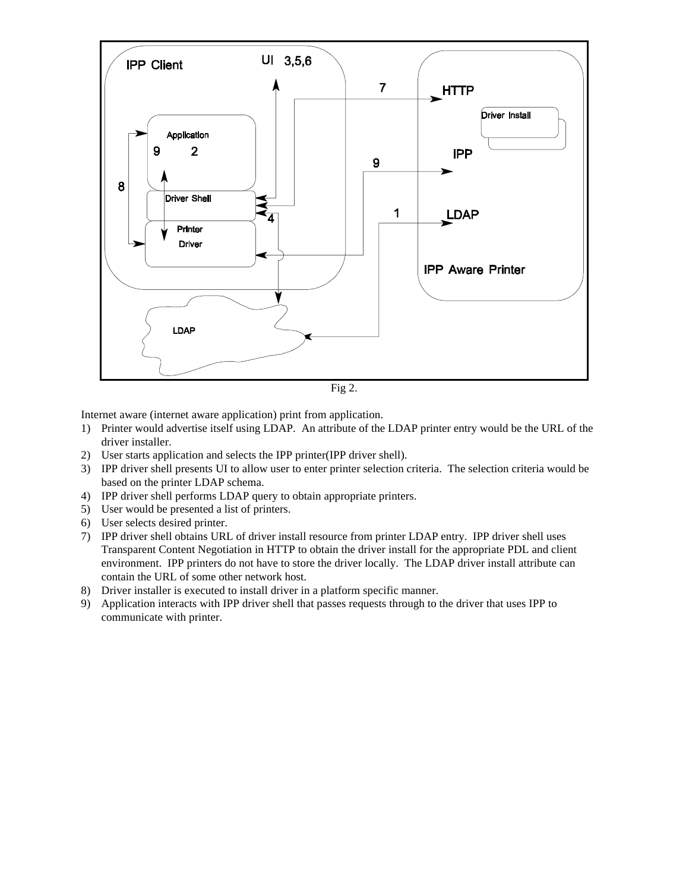IPP Client

UI 3,5,6

Application

9 2

8

Driver Shell

Printer

Driver

4

7

HTTP

Driver Install

9

IPP

1

LDAP

IPP Aware Printer

LDAP

Fig 2.

Internet aware (internet aware application) print from application.

1) Printer would advertise itself using LDAP. An attribute of the LDAP printer entry would be the URL of the driver installer.
2) User starts application and selects the IPP printer(IPP driver shell).
3) IPP driver shell presents UI to allow user to enter printer selection criteria. The selection criteria would be based on the printer LDAP schema.
4) IPP driver shell performs LDAP query to obtain appropriate printers.
5) User would be presented a list of printers.
6) User selects desired printer.
7) IPP driver shell obtains URL of driver install resource from printer LDAP entry. IPP driver shell uses Transparent Content Negotiation in HTTP to obtain the driver install for the appropriate PDL and client environment. IPP printers do not have to store the driver locally. The LDAP driver install attribute can contain the URL of some other network host.
8) Driver installer is executed to install driver in a platform specific manner.
9) Application interacts with IPP driver shell that passes requests through to the driver that uses IPP to communicate with printer.